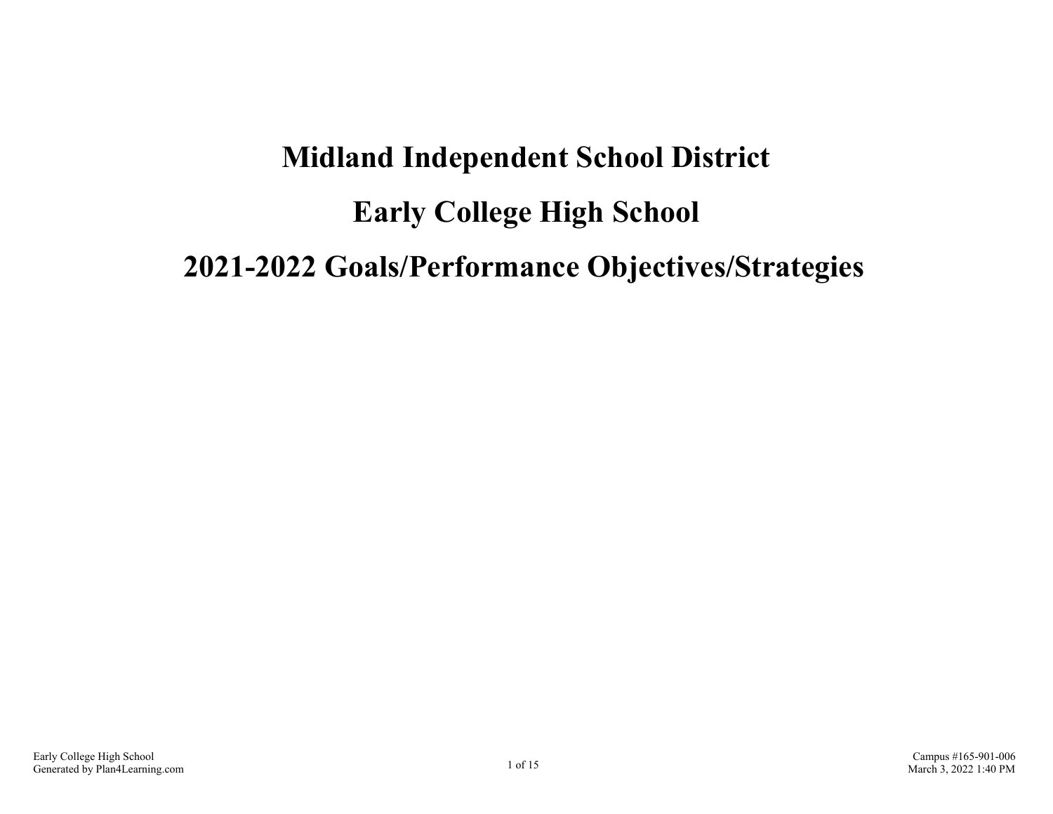# Midland Independent School District

# Early College High School

# 2021-2022 Goals/Performance Objectives/Strategies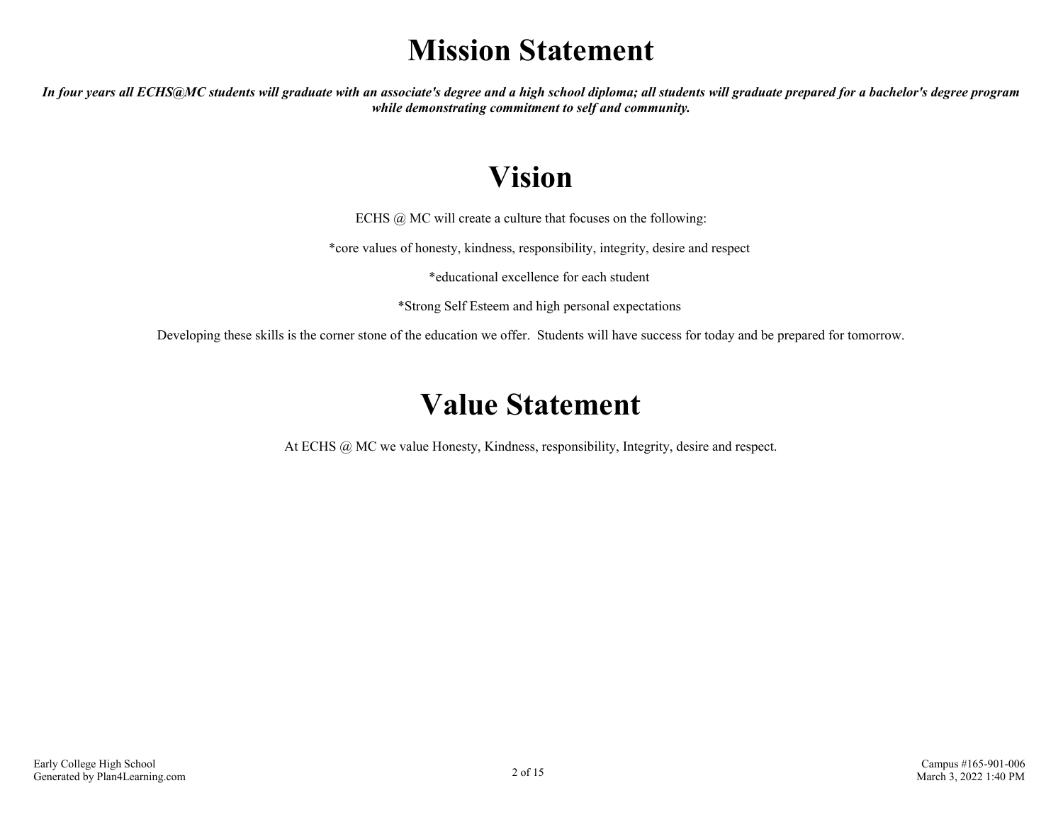# Mission Statement

***In four years all ECHS@MC students will graduate with an associate's degree and a high school diploma; all students will graduate prepared for a bachelor's degree program while demonstrating commitment to self and community.***

# Vision

ECHS @ MC will create a culture that focuses on the following:

*core values of honesty, kindness, responsibility, integrity, desire and respect

*educational excellence for each student

*Strong Self Esteem and high personal expectations

Developing these skills is the corner stone of the education we offer. Students will have success for today and be prepared for tomorrow.

# Value Statement

At ECHS @ MC we value Honesty, Kindness, responsibility, Integrity, desire and respect.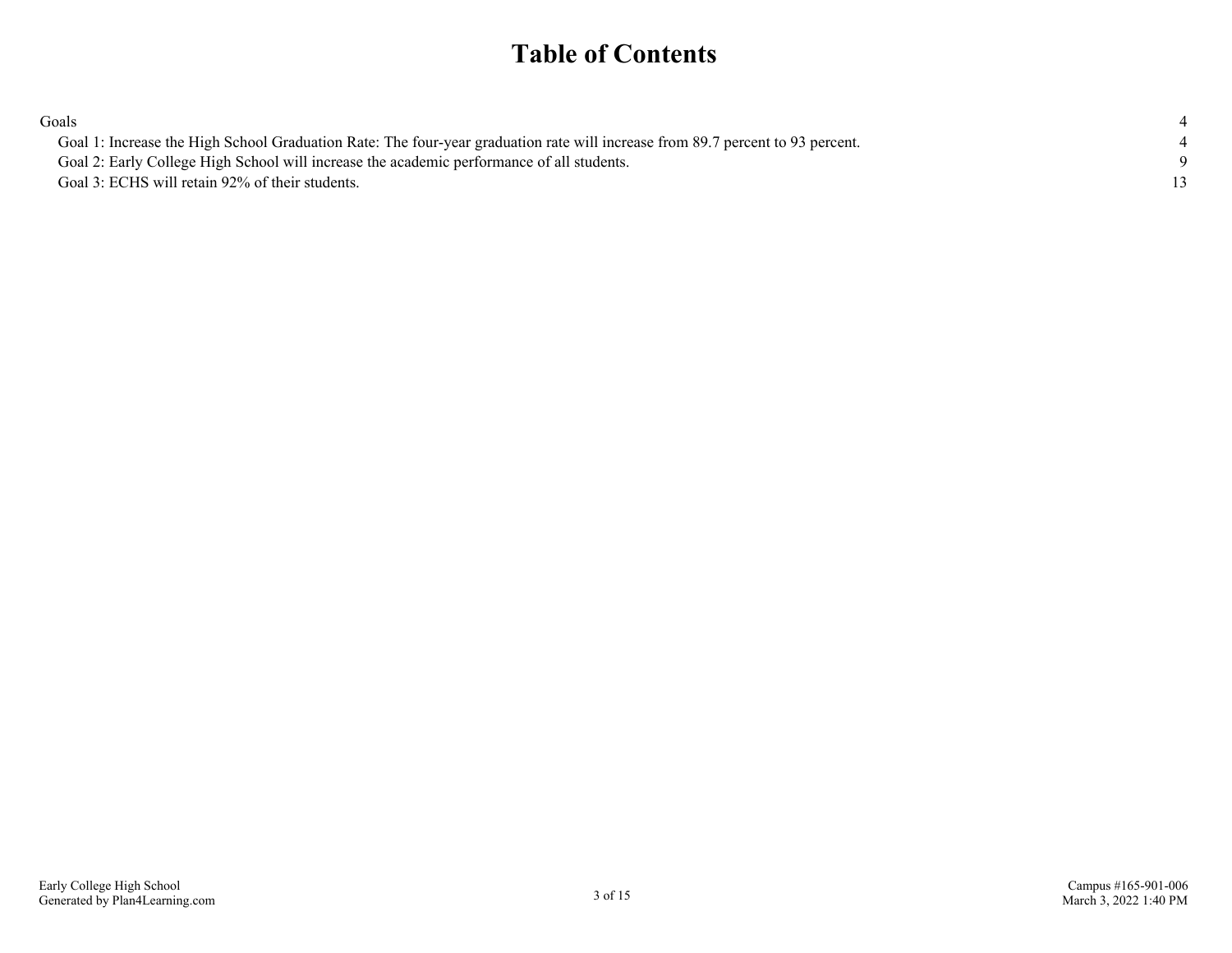# Table of Contents

| | |
|---|---|
| Goals | 4 |
| Goal 1: Increase the High School Graduation Rate: The four-year graduation rate will increase from 89.7 percent to 93 percent. | 4 |
| Goal 2: Early College High School will increase the academic performance of all students. | 9 |
| Goal 3: ECHS will retain 92% of their students. | 13 |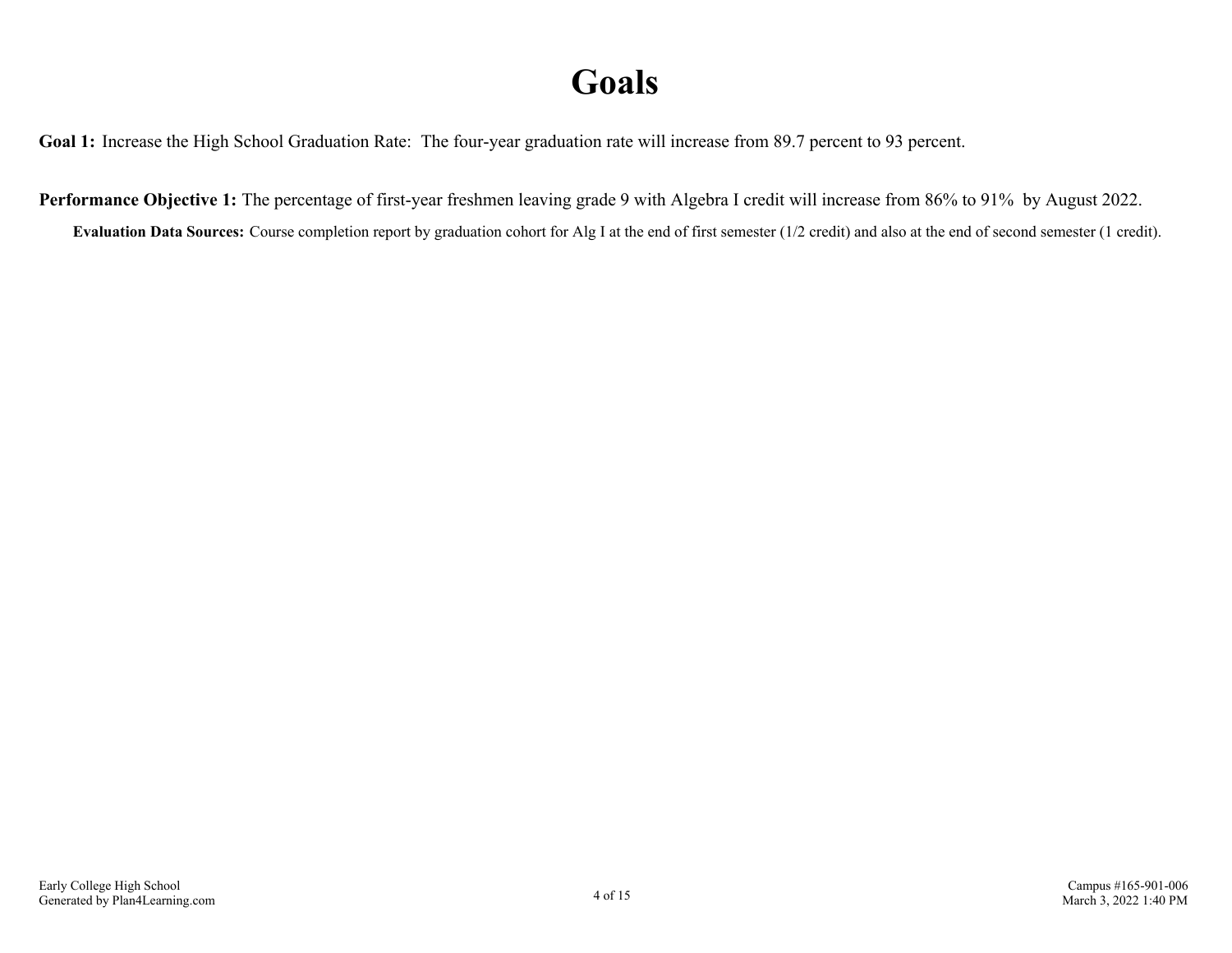# Goals

**Goal 1:** Increase the High School Graduation Rate: The four-year graduation rate will increase from 89.7 percent to 93 percent.

**Performance Objective 1:** The percentage of first-year freshmen leaving grade 9 with Algebra I credit will increase from 86% to 91% by August 2022.

**Evaluation Data Sources:** Course completion report by graduation cohort for Alg I at the end of first semester (1/2 credit) and also at the end of second semester (1 credit).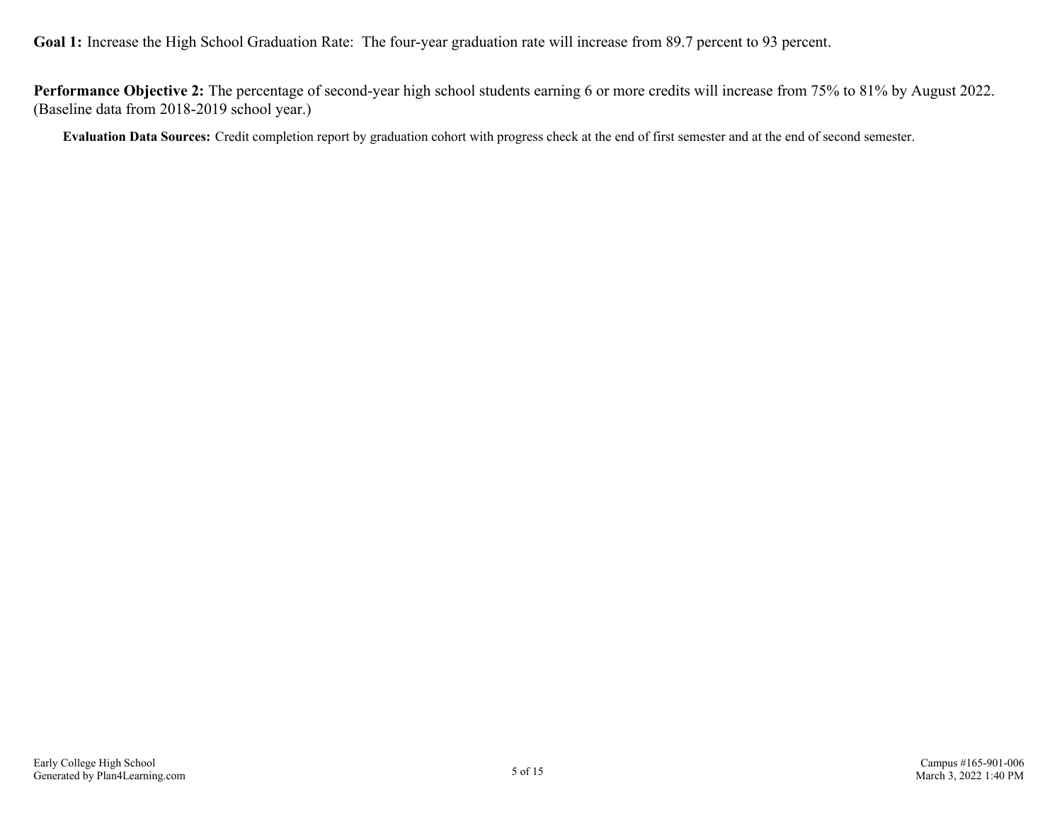**Goal 1:** Increase the High School Graduation Rate: The four-year graduation rate will increase from 89.7 percent to 93 percent.

**Performance Objective 2:** The percentage of second-year high school students earning 6 or more credits will increase from 75% to 81% by August 2022. (Baseline data from 2018-2019 school year.)

**Evaluation Data Sources:** Credit completion report by graduation cohort with progress check at the end of first semester and at the end of second semester.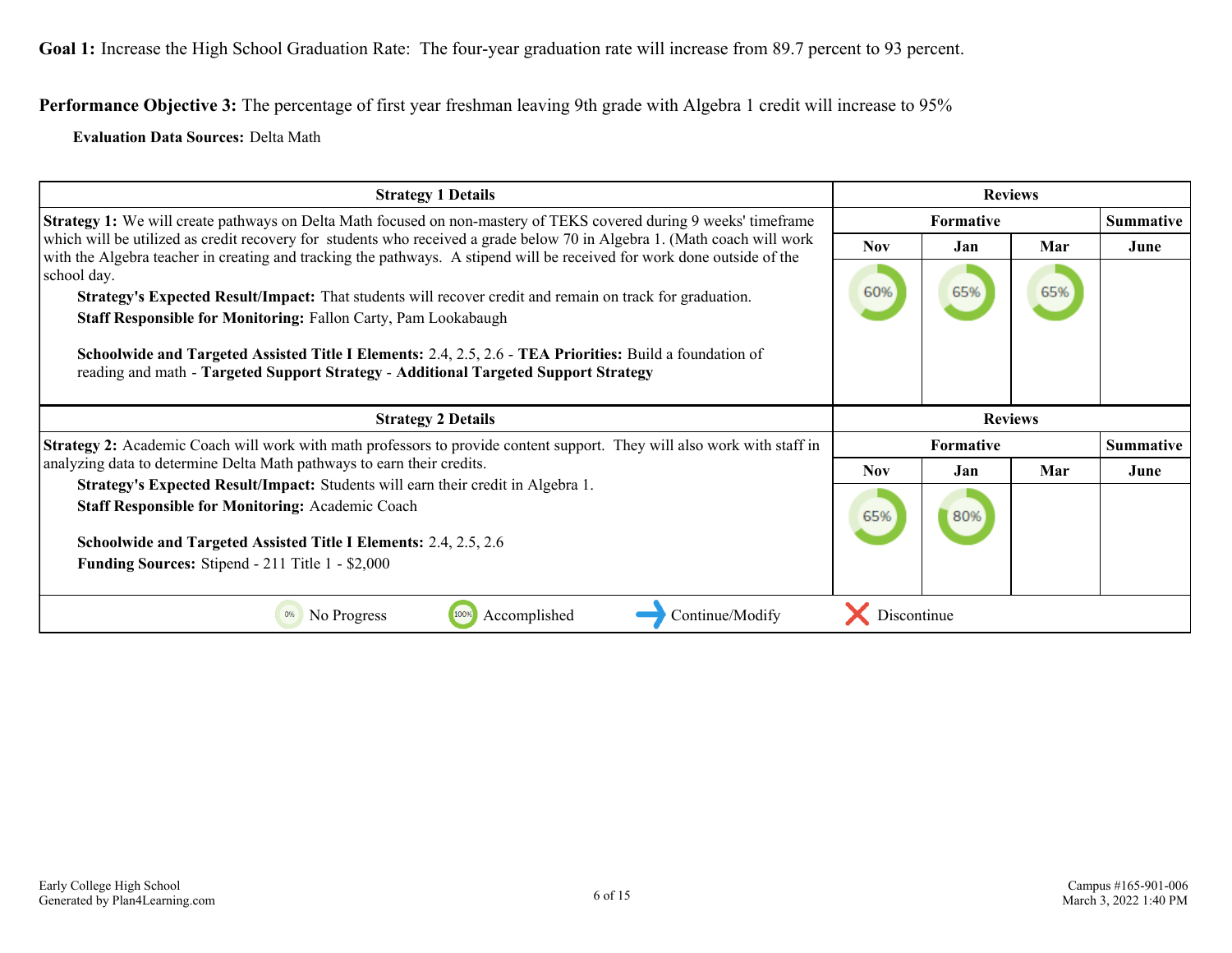**Goal 1:** Increase the High School Graduation Rate: The four-year graduation rate will increase from 89.7 percent to 93 percent.

**Performance Objective 3:** The percentage of first year freshman leaving 9th grade with Algebra 1 credit will increase to 95%

**Evaluation Data Sources:** Delta Math

| Strategy 1 Details | Reviews | | | |
|---|---|---|---|---|
| | Formative | | | Summative |
| | Nov | Jan | Mar | June |
| **Strategy 1:** We will create pathways on Delta Math focused on non-mastery of TEKS covered during 9 weeks' timeframe which will be utilized as credit recovery for students who received a grade below 70 in Algebra 1. (Math coach will work with the Algebra teacher in creating and tracking the pathways. A stipend will be received for work done outside of the school day. <br> **Strategy's Expected Result/Impact:** That students will recover credit and remain on track for graduation. <br> **Staff Responsible for Monitoring:** Fallon Carty, Pam Lookabaugh <br><br> **Schoolwide and Targeted Assisted Title I Elements:** 2.4, 2.5, 2.6 - **TEA Priorities:** Build a foundation of reading and math - **Targeted Support Strategy** - **Additional Targeted Support Strategy** | 60% | 65% | 65% | |

| Strategy 2 Details | Reviews | | | |
|---|---|---|---|---|
| | Formative | | | Summative |
| | Nov | Jan | Mar | June |
| **Strategy 2:** Academic Coach will work with math professors to provide content support. They will also work with staff in analyzing data to determine Delta Math pathways to earn their credits. <br> **Strategy's Expected Result/Impact:** Students will earn their credit in Algebra 1. <br> **Staff Responsible for Monitoring:** Academic Coach <br><br> **Schoolwide and Targeted Assisted Title I Elements:** 2.4, 2.5, 2.6 <br> **Funding Sources:** Stipend - 211 Title 1 - $2,000 | 65% | 80% | | |

0% No Progress | 100% Accomplished | → Continue/Modify | ✗ Discontinue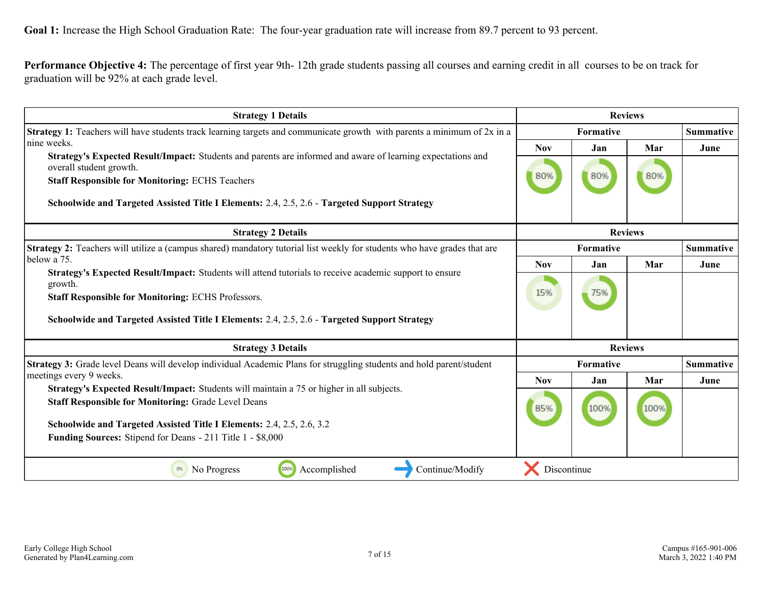**Goal 1:** Increase the High School Graduation Rate: The four-year graduation rate will increase from 89.7 percent to 93 percent.

**Performance Objective 4:** The percentage of first year 9th- 12th grade students passing all courses and earning credit in all courses to be on track for graduation will be 92% at each grade level.

| Strategy 1 Details | Reviews | | | |
|---|---|---|---|---|
| | Formative | | | Summative |
| | Nov | Jan | Mar | June |
| **Strategy 1:** Teachers will have students track learning targets and communicate growth with parents a minimum of 2x in a nine weeks.<br>**Strategy's Expected Result/Impact:** Students and parents are informed and aware of learning expectations and overall student growth.<br>**Staff Responsible for Monitoring:** ECHS Teachers<br><br>**Schoolwide and Targeted Assisted Title I Elements:** 2.4, 2.5, 2.6 - **Targeted Support Strategy** | 80% | 80% | 80% | |

| Strategy 2 Details | Reviews | | | |
|---|---|---|---|---|
| | Formative | | | Summative |
| | Nov | Jan | Mar | June |
| **Strategy 2:** Teachers will utilize a (campus shared) mandatory tutorial list weekly for students who have grades that are below a 75.<br>**Strategy's Expected Result/Impact:** Students will attend tutorials to receive academic support to ensure growth.<br>**Staff Responsible for Monitoring:** ECHS Professors.<br><br>**Schoolwide and Targeted Assisted Title I Elements:** 2.4, 2.5, 2.6 - **Targeted Support Strategy** | 15% | 75% | | |

| Strategy 3 Details | Reviews | | | |
|---|---|---|---|---|
| | Formative | | | Summative |
| | Nov | Jan | Mar | June |
| **Strategy 3:** Grade level Deans will develop individual Academic Plans for struggling students and hold parent/student meetings every 9 weeks.<br>**Strategy's Expected Result/Impact:** Students will maintain a 75 or higher in all subjects.<br>**Staff Responsible for Monitoring:** Grade Level Deans<br><br>**Schoolwide and Targeted Assisted Title I Elements:** 2.4, 2.5, 2.6, 3.2<br>**Funding Sources:** Stipend for Deans - 211 Title 1 - $8,000 | 85% | 100% | 100% | |

0% No Progress | 100% Accomplished | Continue/Modify | Discontinue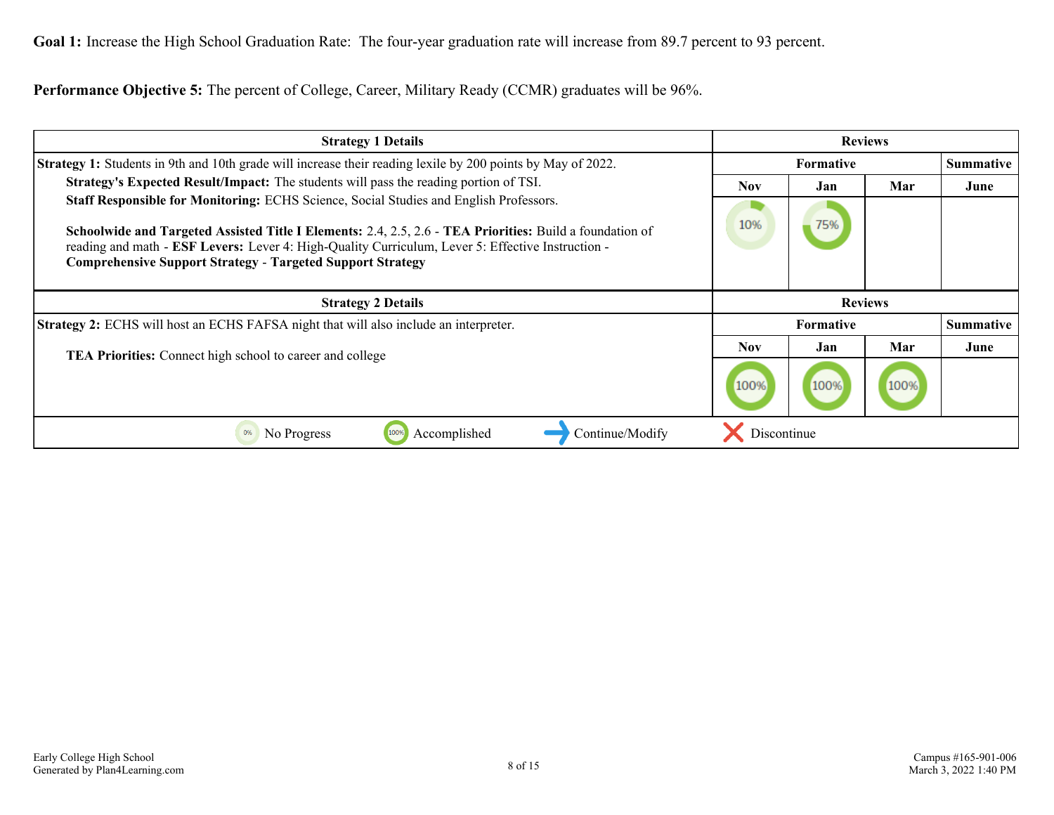**Goal 1:** Increase the High School Graduation Rate: The four-year graduation rate will increase from 89.7 percent to 93 percent.

**Performance Objective 5:** The percent of College, Career, Military Ready (CCMR) graduates will be 96%.

| Strategy 1 Details | Reviews | | | |
|---|---|---|---|---|
| **Strategy 1:** Students in 9th and 10th grade will increase their reading lexile by 200 points by May of 2022. | Formative | | | Summative |
| **Strategy's Expected Result/Impact:** The students will pass the reading portion of TSI. **Staff Responsible for Monitoring:** ECHS Science, Social Studies and English Professors. **Schoolwide and Targeted Assisted Title I Elements:** 2.4, 2.5, 2.6 - **TEA Priorities:** Build a foundation of reading and math - **ESF Levers:** Lever 4: High-Quality Curriculum, Lever 5: Effective Instruction - **Comprehensive Support Strategy** - **Targeted Support Strategy** | Nov | Jan | Mar | June |
| | 10% | 75% | | |

| Strategy 2 Details | Reviews | | | |
|---|---|---|---|---|
| **Strategy 2:** ECHS will host an ECHS FAFSA night that will also include an interpreter. | Formative | | | Summative |
| **TEA Priorities:** Connect high school to career and college | Nov | Jan | Mar | June |
| | 100% | 100% | 100% | |

0% No Progress | 100% Accomplished | Continue/Modify | Discontinue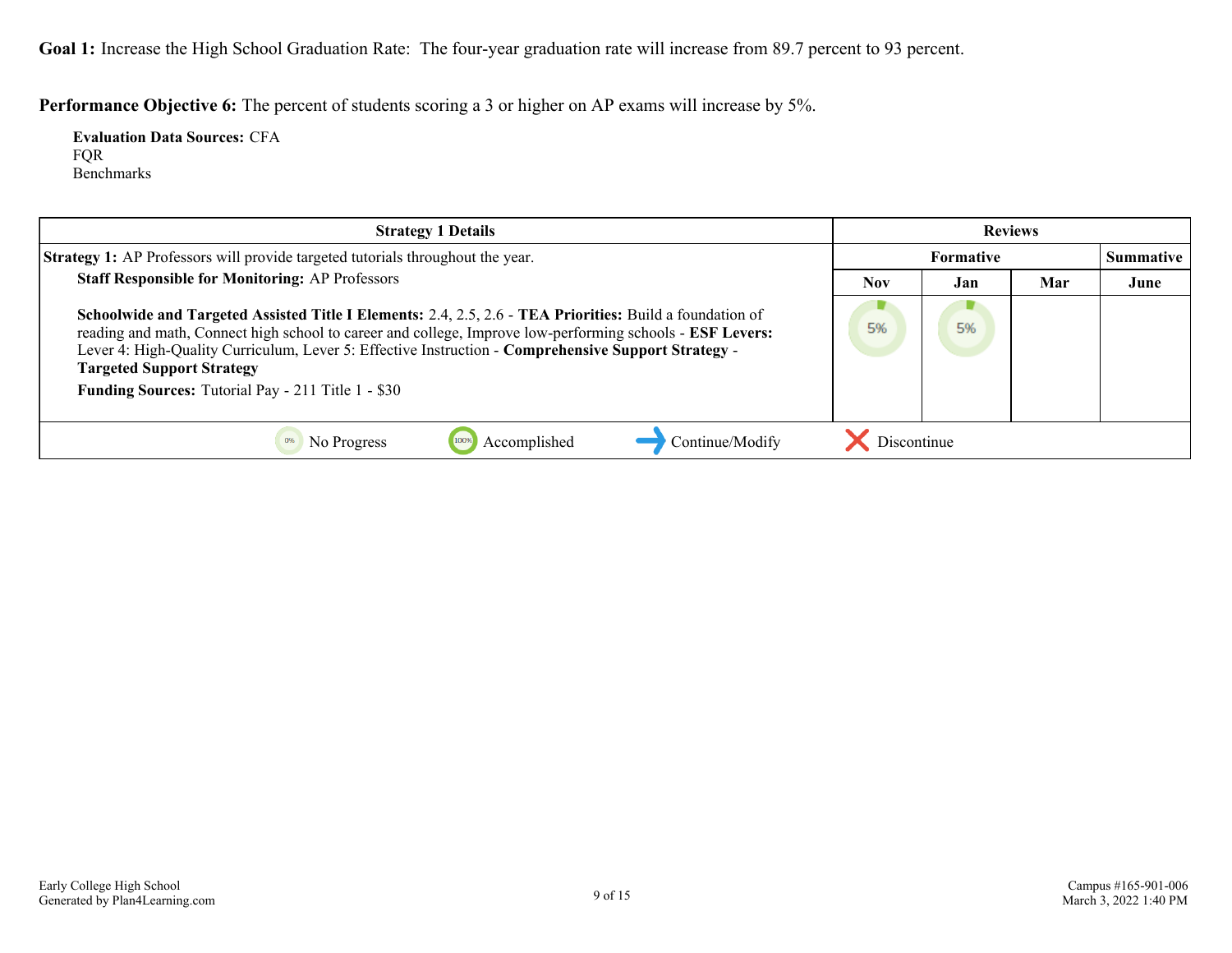**Goal 1:** Increase the High School Graduation Rate: The four-year graduation rate will increase from 89.7 percent to 93 percent.

**Performance Objective 6:** The percent of students scoring a 3 or higher on AP exams will increase by 5%.

**Evaluation Data Sources:** CFA
FQR
Benchmarks

| Strategy 1 Details | Reviews | | | |
|---|---|---|---|---|
| **Strategy 1:** AP Professors will provide targeted tutorials throughout the year. | Formative | | | Summative |
| **Staff Responsible for Monitoring:** AP Professors | Nov | Jan | Mar | June |
| **Schoolwide and Targeted Assisted Title I Elements:** 2.4, 2.5, 2.6 - **TEA Priorities:** Build a foundation of reading and math, Connect high school to career and college, Improve low-performing schools - **ESF Levers:** Lever 4: High-Quality Curriculum, Lever 5: Effective Instruction - **Comprehensive Support Strategy** - **Targeted Support Strategy**<br>**Funding Sources:** Tutorial Pay - 211 Title 1 - $30 | 5% | 5% | | |

0% No Progress | 100% Accomplished | → Continue/Modify | ✕ Discontinue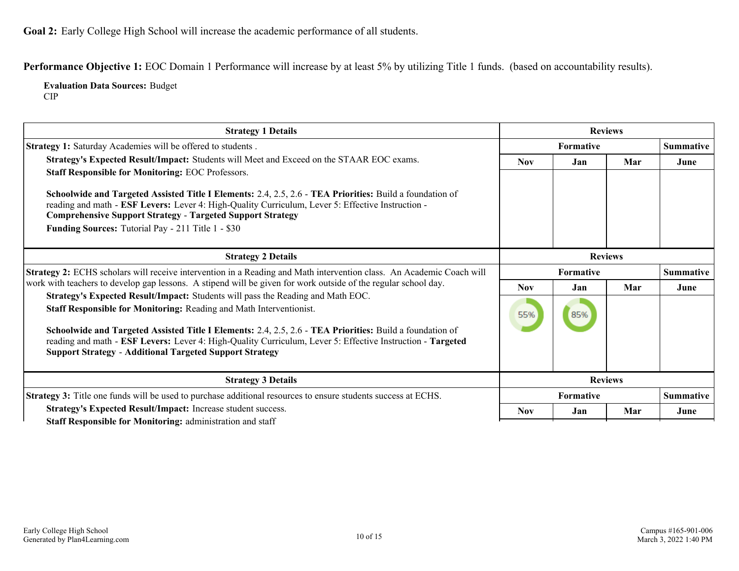**Goal 2:** Early College High School will increase the academic performance of all students.

**Performance Objective 1:** EOC Domain 1 Performance will increase by at least 5% by utilizing Title 1 funds. (based on accountability results).

**Evaluation Data Sources:** Budget
CIP

| Strategy 1 Details | Reviews | | | |
|---|---|---|---|---|
| **Strategy 1:** Saturday Academies will be offered to students . | Formative | | | Summative |
| **Strategy's Expected Result/Impact:** Students will Meet and Exceed on the STAAR EOC exams.<br>**Staff Responsible for Monitoring:** EOC Professors.<br><br>**Schoolwide and Targeted Assisted Title I Elements:** 2.4, 2.5, 2.6 - **TEA Priorities:** Build a foundation of reading and math - **ESF Levers:** Lever 4: High-Quality Curriculum, Lever 5: Effective Instruction - **Comprehensive Support Strategy** - **Targeted Support Strategy**<br>**Funding Sources:** Tutorial Pay - 211 Title 1 - $30 | Nov | Jan | Mar | June |
| | | | | |

| Strategy 2 Details | Reviews | | | |
|---|---|---|---|---|
| **Strategy 2:** ECHS scholars will receive intervention in a Reading and Math intervention class. An Academic Coach will work with teachers to develop gap lessons. A stipend will be given for work outside of the regular school day. | Formative | | | Summative |
| **Strategy's Expected Result/Impact:** Students will pass the Reading and Math EOC.<br>**Staff Responsible for Monitoring:** Reading and Math Interventionist.<br><br>**Schoolwide and Targeted Assisted Title I Elements:** 2.4, 2.5, 2.6 - **TEA Priorities:** Build a foundation of reading and math - **ESF Levers:** Lever 4: High-Quality Curriculum, Lever 5: Effective Instruction - **Targeted Support Strategy** - **Additional Targeted Support Strategy** | Nov | Jan | Mar | June |
| | 55% | 85% | | |

| Strategy 3 Details | Reviews | | | |
|---|---|---|---|---|
| **Strategy 3:** Title one funds will be used to purchase additional resources to ensure students success at ECHS. | Formative | | | Summative |
| **Strategy's Expected Result/Impact:** Increase student success.<br>**Staff Responsible for Monitoring:** administration and staff | Nov | Jan | Mar | June |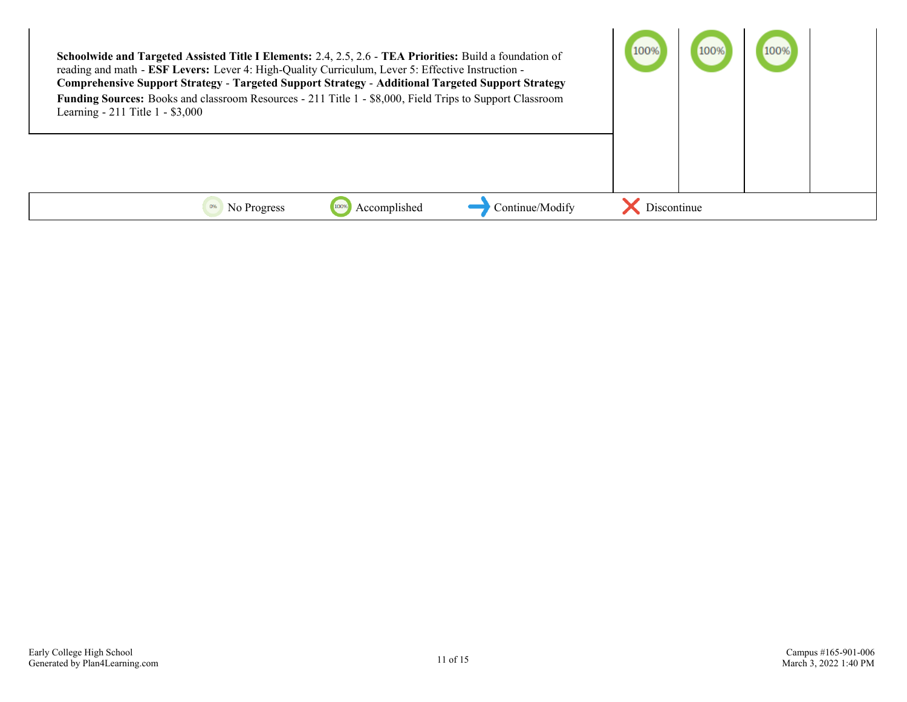| Strategy | | | | |
|---|---|---|---|---|
| **Schoolwide and Targeted Assisted Title I Elements:** 2.4, 2.5, 2.6 - **TEA Priorities:** Build a foundation of reading and math - **ESF Levers:** Lever 4: High-Quality Curriculum, Lever 5: Effective Instruction - **Comprehensive Support Strategy** - **Targeted Support Strategy** - **Additional Targeted Support Strategy**<br>**Funding Sources:** Books and classroom Resources - 211 Title 1 - $8,000, Field Trips to Support Classroom Learning - 211 Title 1 - $3,000 | 100% | 100% | 100% | |

0% No Progress | 100% Accomplished | ➜ Continue/Modify | ✗ Discontinue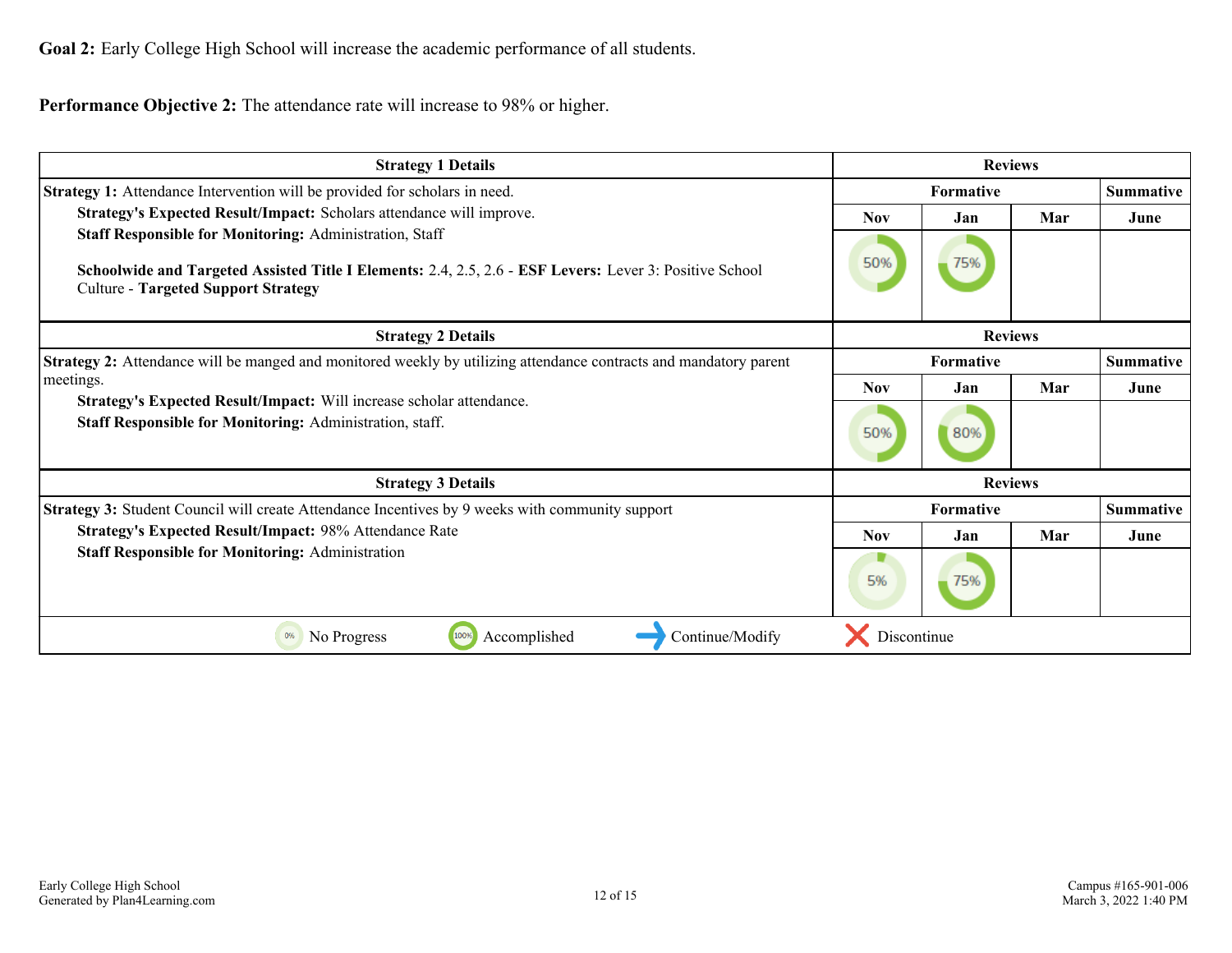**Goal 2:** Early College High School will increase the academic performance of all students.

**Performance Objective 2:** The attendance rate will increase to 98% or higher.

| Strategy 1 Details | Reviews | | | |
|---|---|---|---|---|
| **Strategy 1:** Attendance Intervention will be provided for scholars in need.<br>**Strategy's Expected Result/Impact:** Scholars attendance will improve.<br>**Staff Responsible for Monitoring:** Administration, Staff<br><br>**Schoolwide and Targeted Assisted Title I Elements:** 2.4, 2.5, 2.6 - **ESF Levers:** Lever 3: Positive School Culture - **Targeted Support Strategy** | **Formative** | | | **Summative** |
| | **Nov** | **Jan** | **Mar** | **June** |
| | 50% | 75% | | |

| Strategy 2 Details | Reviews | | | |
|---|---|---|---|---|
| **Strategy 2:** Attendance will be manged and monitored weekly by utilizing attendance contracts and mandatory parent meetings.<br>**Strategy's Expected Result/Impact:** Will increase scholar attendance.<br>**Staff Responsible for Monitoring:** Administration, staff. | **Formative** | | | **Summative** |
| | **Nov** | **Jan** | **Mar** | **June** |
| | 50% | 80% | | |

| Strategy 3 Details | Reviews | | | |
|---|---|---|---|---|
| **Strategy 3:** Student Council will create Attendance Incentives by 9 weeks with community support<br>**Strategy's Expected Result/Impact:** 98% Attendance Rate<br>**Staff Responsible for Monitoring:** Administration | **Formative** | | | **Summative** |
| | **Nov** | **Jan** | **Mar** | **June** |
| | 5% | 75% | | |

0% No Progress | 100% Accomplished | → Continue/Modify | ✗ Discontinue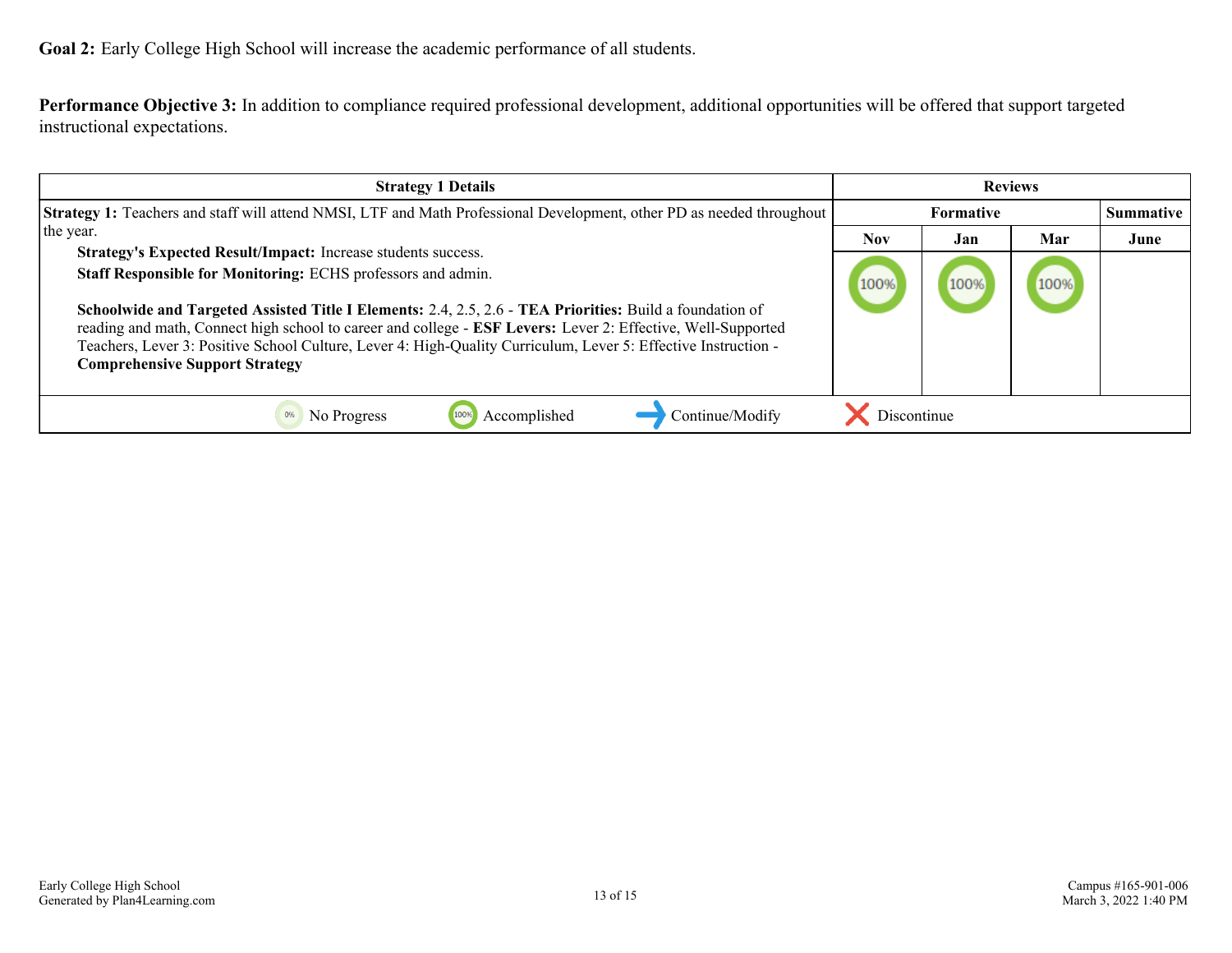**Goal 2:** Early College High School will increase the academic performance of all students.

**Performance Objective 3:** In addition to compliance required professional development, additional opportunities will be offered that support targeted instructional expectations.

| Strategy 1 Details | Reviews | | | |
|---|---|---|---|---|
| | Formative | | | Summative |
| | Nov | Jan | Mar | June |
| **Strategy 1:** Teachers and staff will attend NMSI, LTF and Math Professional Development, other PD as needed throughout the year.<br>**Strategy's Expected Result/Impact:** Increase students success.<br>**Staff Responsible for Monitoring:** ECHS professors and admin.<br><br>**Schoolwide and Targeted Assisted Title I Elements:** 2.4, 2.5, 2.6 - **TEA Priorities:** Build a foundation of reading and math, Connect high school to career and college - **ESF Levers:** Lever 2: Effective, Well-Supported Teachers, Lever 3: Positive School Culture, Lever 4: High-Quality Curriculum, Lever 5: Effective Instruction - **Comprehensive Support Strategy** | 100% | 100% | 100% | |

0% No Progress | 100% Accomplished | Continue/Modify | Discontinue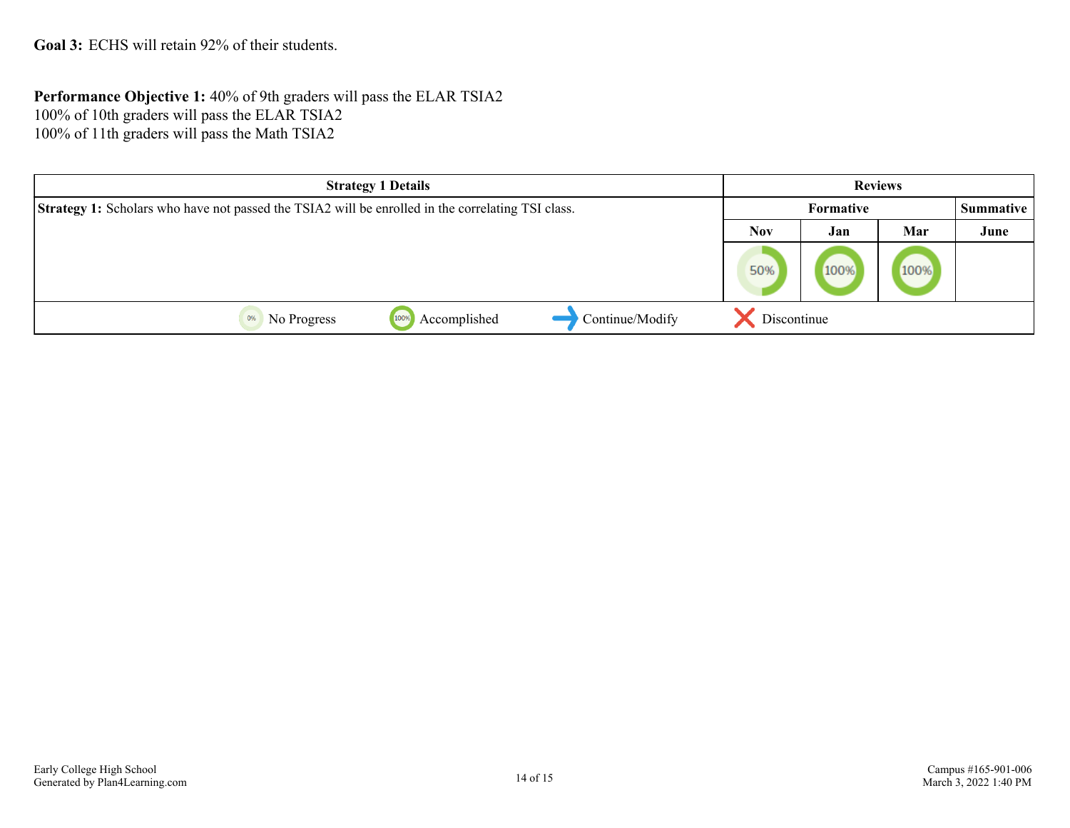**Goal 3:** ECHS will retain 92% of their students.

**Performance Objective 1:** 40% of 9th graders will pass the ELAR TSIA2
100% of 10th graders will pass the ELAR TSIA2
100% of 11th graders will pass the Math TSIA2

| Strategy 1 Details | Reviews | | | |
|---|---|---|---|---|
| **Strategy 1:** Scholars who have not passed the TSIA2 will be enrolled in the correlating TSI class. | Formative | | | Summative |
| | Nov | Jan | Mar | June |
| | 50% | 100% | 100% | |

0% No Progress | 100% Accomplished | Continue/Modify | Discontinue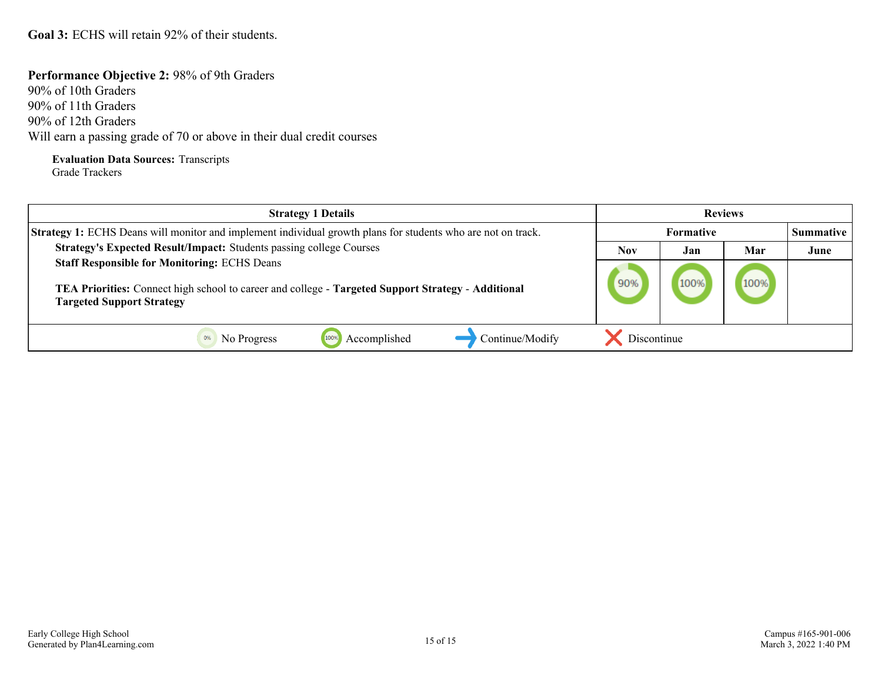**Goal 3:** ECHS will retain 92% of their students.

**Performance Objective 2:** 98% of 9th Graders
90% of 10th Graders
90% of 11th Graders
90% of 12th Graders
Will earn a passing grade of 70 or above in their dual credit courses

**Evaluation Data Sources:** Transcripts
Grade Trackers

| Strategy 1 Details | Reviews | | | |
|---|---|---|---|---|
| | Formative | | | Summative |
| | Nov | Jan | Mar | June |
| **Strategy 1:** ECHS Deans will monitor and implement individual growth plans for students who are not on track.<br>**Strategy's Expected Result/Impact:** Students passing college Courses<br>**Staff Responsible for Monitoring:** ECHS Deans<br><br>**TEA Priorities:** Connect high school to career and college - **Targeted Support Strategy** - **Additional Targeted Support Strategy** | 90% | 100% | 100% | |

0% No Progress | 100% Accomplished | Continue/Modify | Discontinue